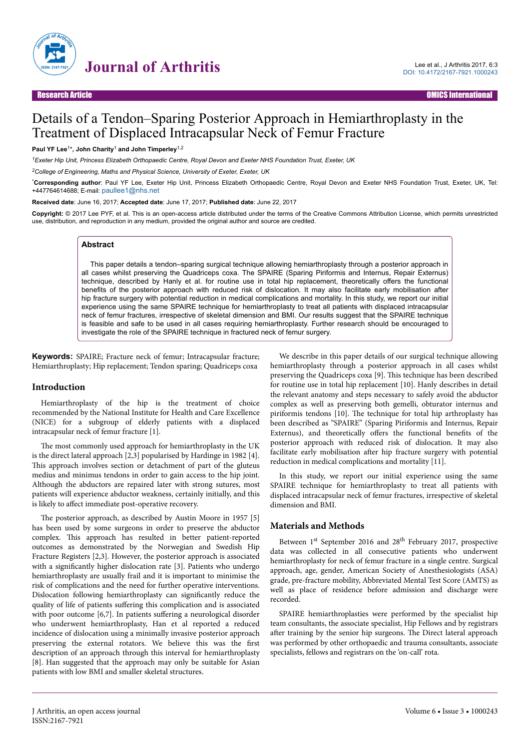Research Article

# Details of a Tendon–Sparing Posterior Approach in Hemiarthroplasty in the Treatment of Displaced Intracapsular Neck of Femur Fracture

**Paul YF Lee[1]\*, John Charity[1] and John Timperley[1,2]**

[1]*Exeter Hip Unit, Princess Elizabeth Orthopaedic Centre, Royal Devon and Exeter NHS Foundation Trust, Exeter, UK*

[2]*College of Engineering, Maths and Physical Science, University of Exeter, Exeter, UK*

\***Corresponding author**: Paul YF Lee, Exeter Hip Unit, Princess Elizabeth Orthopaedic Centre, Royal Devon and Exeter NHS Foundation Trust, Exeter, UK, Tel: +447764614688; E-mail: paullee1@nhs.net

**Received date**: June 16, 2017; **Accepted date**: June 17, 2017; **Published date**: June 22, 2017

**Copyright:** © 2017 Lee PYF, et al. This is an open-access article distributed under the terms of the Creative Commons Attribution License, which permits unrestricted use, distribution, and reproduction in any medium, provided the original author and source are credited.

## Abstract

This paper details a tendon–sparing surgical technique allowing hemiarthroplasty through a posterior approach in all cases whilst preserving the Quadriceps coxa. The SPAIRE (Sparing Piriformis and Internus, Repair Externus) technique, described by Hanly et al. for routine use in total hip replacement, theoretically offers the functional benefits of the posterior approach with reduced risk of dislocation. It may also facilitate early mobilisation after hip fracture surgery with potential reduction in medical complications and mortality. In this study, we report our initial experience using the same SPAIRE technique for hemiarthroplasty to treat all patients with displaced intracapsular neck of femur fractures, irrespective of skeletal dimension and BMI. Our results suggest that the SPAIRE technique is feasible and safe to be used in all cases requiring hemiarthroplasty. Further research should be encouraged to investigate the role of the SPAIRE technique in fractured neck of femur surgery.

**Keywords:** SPAIRE; Fracture neck of femur; Intracapsular fracture; Hemiarthroplasty; Hip replacement; Tendon sparing; Quadriceps coxa

## Introduction

Hemiarthroplasty of the hip is the treatment of choice recommended by the National Institute for Health and Care Excellence (NICE) for a subgroup of elderly patients with a displaced intracapsular neck of femur fracture [1].

The most commonly used approach for hemiarthroplasty in the UK is the direct lateral approach [2,3] popularised by Hardinge in 1982 [4]. This approach involves section or detachment of part of the gluteus medius and minimus tendons in order to gain access to the hip joint. Although the abductors are repaired later with strong sutures, most patients will experience abductor weakness, certainly initially, and this is likely to affect immediate post-operative recovery.

The posterior approach, as described by Austin Moore in 1957 [5] has been used by some surgeons in order to preserve the abductor complex. This approach has resulted in better patient-reported outcomes as demonstrated by the Norwegian and Swedish Hip Fracture Registers [2,3]. However, the posterior approach is associated with a significantly higher dislocation rate [3]. Patients who undergo hemiarthroplasty are usually frail and it is important to minimise the risk of complications and the need for further operative interventions. Dislocation following hemiarthroplasty can significantly reduce the quality of life of patients suffering this complication and is associated with poor outcome [6,7]. In patients suffering a neurological disorder who underwent hemiarthroplasty, Han et al reported a reduced incidence of dislocation using a minimally invasive posterior approach preserving the external rotators. We believe this was the first description of an approach through this interval for hemiarthroplasty [8]. Han suggested that the approach may only be suitable for Asian patients with low BMI and smaller skeletal structures.

We describe in this paper details of our surgical technique allowing hemiarthroplasty through a posterior approach in all cases whilst preserving the Quadriceps coxa [9]. This technique has been described for routine use in total hip replacement [10]. Hanly describes in detail the relevant anatomy and steps necessary to safely avoid the abductor complex as well as preserving both gemelli, obturator internus and piriformis tendons [10]. The technique for total hip arthroplasty has been described as "SPAIRE" (Sparing Piriformis and Internus, Repair Externus), and theoretically offers the functional benefits of the posterior approach with reduced risk of dislocation. It may also facilitate early mobilisation after hip fracture surgery with potential reduction in medical complications and mortality [11].

In this study, we report our initial experience using the same SPAIRE technique for hemiarthroplasty to treat all patients with displaced intracapsular neck of femur fractures, irrespective of skeletal dimension and BMI.

## Materials and Methods

Between 1st September 2016 and 28th February 2017, prospective data was collected in all consecutive patients who underwent hemiarthroplasty for neck of femur fracture in a single centre. Surgical approach, age, gender, American Society of Anesthesiologists (ASA) grade, pre-fracture mobility, Abbreviated Mental Test Score (AMTS) as well as place of residence before admission and discharge were recorded.

SPAIRE hemiarthroplasties were performed by the specialist hip team consultants, the associate specialist, Hip Fellows and by registrars after training by the senior hip surgeons. The Direct lateral approach was performed by other orthopaedic and trauma consultants, associate specialists, fellows and registrars on the 'on-call' rota.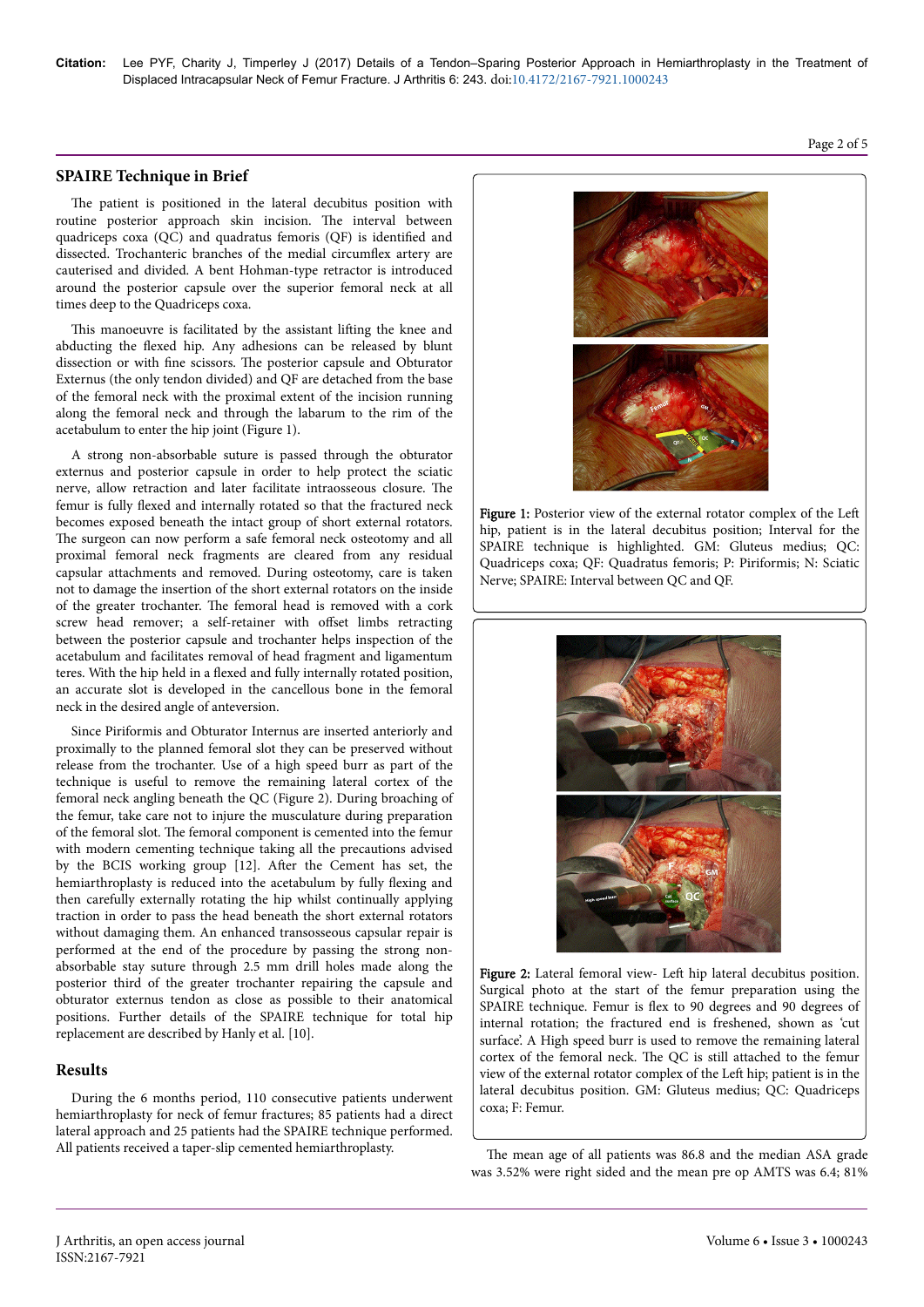## SPAIRE Technique in Brief

The patient is positioned in the lateral decubitus position with routine posterior approach skin incision. The interval between quadriceps coxa (QC) and quadratus femoris (QF) is identified and dissected. Trochanteric branches of the medial circumflex artery are cauterised and divided. A bent Hohman-type retractor is introduced around the posterior capsule over the superior femoral neck at all times deep to the Quadriceps coxa.

This manoeuvre is facilitated by the assistant lifting the knee and abducting the flexed hip. Any adhesions can be released by blunt dissection or with fine scissors. The posterior capsule and Obturator Externus (the only tendon divided) and QF are detached from the base of the femoral neck with the proximal extent of the incision running along the femoral neck and through the labarum to the rim of the acetabulum to enter the hip joint (Figure 1).

A strong non-absorbable suture is passed through the obturator externus and posterior capsule in order to help protect the sciatic nerve, allow retraction and later facilitate intraosseous closure. The femur is fully flexed and internally rotated so that the fractured neck becomes exposed beneath the intact group of short external rotators. The surgeon can now perform a safe femoral neck osteotomy and all proximal femoral neck fragments are cleared from any residual capsular attachments and removed. During osteotomy, care is taken not to damage the insertion of the short external rotators on the inside of the greater trochanter. The femoral head is removed with a cork screw head remover; a self-retainer with offset limbs retracting between the posterior capsule and trochanter helps inspection of the acetabulum and facilitates removal of head fragment and ligamentum teres. With the hip held in a flexed and fully internally rotated position, an accurate slot is developed in the cancellous bone in the femoral neck in the desired angle of anteversion.

Since Piriformis and Obturator Internus are inserted anteriorly and proximally to the planned femoral slot they can be preserved without release from the trochanter. Use of a high speed burr as part of the technique is useful to remove the remaining lateral cortex of the femoral neck angling beneath the QC (Figure 2). During broaching of the femur, take care not to injure the musculature during preparation of the femoral slot. The femoral component is cemented into the femur with modern cementing technique taking all the precautions advised by the BCIS working group [12]. After the Cement has set, the hemiarthroplasty is reduced into the acetabulum by fully flexing and then carefully externally rotating the hip whilst continually applying traction in order to pass the head beneath the short external rotators without damaging them. An enhanced transosseous capsular repair is performed at the end of the procedure by passing the strong non-absorbable stay suture through 2.5 mm drill holes made along the posterior third of the greater trochanter repairing the capsule and obturator externus tendon as close as possible to their anatomical positions. Further details of the SPAIRE technique for total hip replacement are described by Hanly et al. [10].

Figure 1: Posterior view of the external rotator complex of the Left hip, patient is in the lateral decubitus position; Interval for the SPAIRE technique is highlighted. GM: Gluteus medius; QC: Quadriceps coxa; QF: Quadratus femoris; P: Piriformis; N: Sciatic Nerve; SPAIRE: Interval between QC and QF.

Figure 2: Lateral femoral view- Left hip lateral decubitus position. Surgical photo at the start of the femur preparation using the SPAIRE technique. Femur is flex to 90 degrees and 90 degrees of internal rotation; the fractured end is freshened, shown as 'cut surface'. A High speed burr is used to remove the remaining lateral cortex of the femoral neck. The QC is still attached to the femur view of the external rotator complex of the Left hip; patient is in the lateral decubitus position. GM: Gluteus medius; QC: Quadriceps coxa; F: Femur.

## Results

During the 6 months period, 110 consecutive patients underwent hemiarthroplasty for neck of femur fractures; 85 patients had a direct lateral approach and 25 patients had the SPAIRE technique performed. All patients received a taper-slip cemented hemiarthroplasty.

The mean age of all patients was 86.8 and the median ASA grade was 3.52% were right sided and the mean pre op AMTS was 6.4; 81%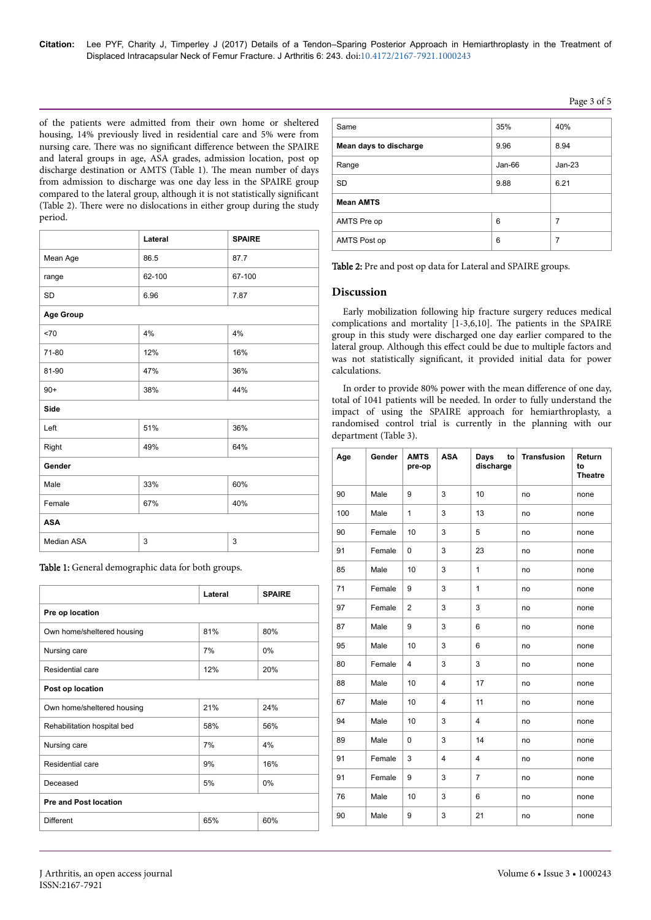of the patients were admitted from their own home or sheltered housing, 14% previously lived in residential care and 5% were from nursing care. There was no significant difference between the SPAIRE and lateral groups in age, ASA grades, admission location, post op discharge destination or AMTS (Table 1). The mean number of days from admission to discharge was one day less in the SPAIRE group compared to the lateral group, although it is not statistically significant (Table 2). There were no dislocations in either group during the study period.

| | Lateral | SPAIRE |
|---|---|---|
| Mean Age | 86.5 | 87.7 |
| range | 62-100 | 67-100 |
| SD | 6.96 | 7.87 |
| **Age Group** | | |
| <70 | 4% | 4% |
| 71-80 | 12% | 16% |
| 81-90 | 47% | 36% |
| 90+ | 38% | 44% |
| **Side** | | |
| Left | 51% | 36% |
| Right | 49% | 64% |
| **Gender** | | |
| Male | 33% | 60% |
| Female | 67% | 40% |
| **ASA** | | |
| Median ASA | 3 | 3 |

**Table 1:** General demographic data for both groups.

| | Lateral | SPAIRE |
|---|---|---|
| **Pre op location** | | |
| Own home/sheltered housing | 81% | 80% |
| Nursing care | 7% | 0% |
| Residential care | 12% | 20% |
| **Post op location** | | |
| Own home/sheltered housing | 21% | 24% |
| Rehabilitation hospital bed | 58% | 56% |
| Nursing care | 7% | 4% |
| Residential care | 9% | 16% |
| Deceased | 5% | 0% |
| **Pre and Post location** | | |
| Different | 65% | 60% |
| Same | 35% | 40% |
| **Mean days to discharge** | 9.96 | 8.94 |
| Range | Jan-66 | Jan-23 |
| SD | 9.88 | 6.21 |
| **Mean AMTS** | | |
| AMTS Pre op | 6 | 7 |
| AMTS Post op | 6 | 7 |

**Table 2:** Pre and post op data for Lateral and SPAIRE groups.

## Discussion

Early mobilization following hip fracture surgery reduces medical complications and mortality [1-3,6,10]. The patients in the SPAIRE group in this study were discharged one day earlier compared to the lateral group. Although this effect could be due to multiple factors and was not statistically significant, it provided initial data for power calculations.

In order to provide 80% power with the mean difference of one day, total of 1041 patients will be needed. In order to fully understand the impact of using the SPAIRE approach for hemiarthroplasty, a randomised control trial is currently in the planning with our department (Table 3).

| Age | Gender | AMTS pre-op | ASA | Days to discharge | Transfusion | Return to Theatre |
|---|---|---|---|---|---|---|
| 90 | Male | 9 | 3 | 10 | no | none |
| 100 | Male | 1 | 3 | 13 | no | none |
| 90 | Female | 10 | 3 | 5 | no | none |
| 91 | Female | 0 | 3 | 23 | no | none |
| 85 | Male | 10 | 3 | 1 | no | none |
| 71 | Female | 9 | 3 | 1 | no | none |
| 97 | Female | 2 | 3 | 3 | no | none |
| 87 | Male | 9 | 3 | 6 | no | none |
| 95 | Male | 10 | 3 | 6 | no | none |
| 80 | Female | 4 | 3 | 3 | no | none |
| 88 | Male | 10 | 4 | 17 | no | none |
| 67 | Male | 10 | 4 | 11 | no | none |
| 94 | Male | 10 | 3 | 4 | no | none |
| 89 | Male | 0 | 3 | 14 | no | none |
| 91 | Female | 3 | 4 | 4 | no | none |
| 91 | Female | 9 | 3 | 7 | no | none |
| 76 | Male | 10 | 3 | 6 | no | none |
| 90 | Male | 9 | 3 | 21 | no | none |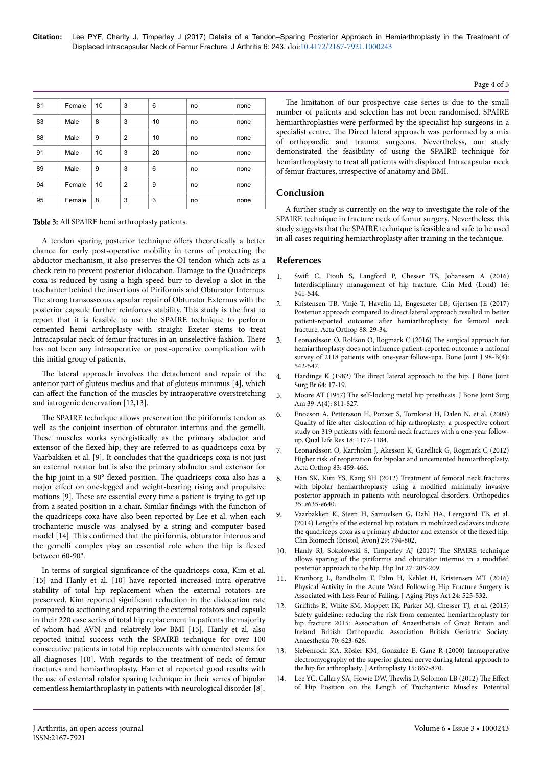| 81 | Female | 10 | 3 | 6 | no | none |
|---|---|---|---|---|---|---|
| 83 | Male | 8 | 3 | 10 | no | none |
| 88 | Male | 9 | 2 | 10 | no | none |
| 91 | Male | 10 | 3 | 20 | no | none |
| 89 | Male | 9 | 3 | 6 | no | none |
| 94 | Female | 10 | 2 | 9 | no | none |
| 95 | Female | 8 | 3 | 3 | no | none |

**Table 3:** All SPAIRE hemi arthroplasty patients.

A tendon sparing posterior technique offers theoretically a better chance for early post-operative mobility in terms of protecting the abductor mechanism, it also preserves the OI tendon which acts as a check rein to prevent posterior dislocation. Damage to the Quadriceps coxa is reduced by using a high speed burr to develop a slot in the trochanter behind the insertions of Piriformis and Obturator Internus. The strong transosseous capsular repair of Obturator Externus with the posterior capsule further reinforces stability. This study is the first to report that it is feasible to use the SPAIRE technique to perform cemented hemi arthroplasty with straight Exeter stems to treat Intracapsular neck of femur fractures in an unselective fashion. There has not been any intraoperative or post-operative complication with this initial group of patients.

The lateral approach involves the detachment and repair of the anterior part of gluteus medius and that of gluteus minimus [4], which can affect the function of the muscles by intraoperative overstretching and iatrogenic denervation [12,13].

The SPAIRE technique allows preservation the piriformis tendon as well as the conjoint insertion of obturator internus and the gemelli. These muscles works synergistically as the primary abductor and extensor of the flexed hip; they are referred to as quadriceps coxa by Vaarbakken et al. [9]. It concludes that the quadriceps coxa is not just an external rotator but is also the primary abductor and extensor for the hip joint in a 90° flexed position. The quadriceps coxa also has a major effect on one-legged and weight-bearing rising and propulsive motions [9]. These are essential every time a patient is trying to get up from a seated position in a chair. Similar findings with the function of the quadriceps coxa have also been reported by Lee et al. when each trochanteric muscle was analysed by a string and computer based model [14]. This confirmed that the piriformis, obturator internus and the gemelli complex play an essential role when the hip is flexed between 60-90°.

In terms of surgical significance of the quadriceps coxa, Kim et al. [15] and Hanly et al. [10] have reported increased intra operative stability of total hip replacement when the external rotators are preserved. Kim reported significant reduction in the dislocation rate compared to sectioning and repairing the external rotators and capsule in their 220 case series of total hip replacement in patients the majority of whom had AVN and relatively low BMI [15]. Hanly et al. also reported initial success with the SPAIRE technique for over 100 consecutive patients in total hip replacements with cemented stems for all diagnoses [10]. With regards to the treatment of neck of femur fractures and hemiarthroplasty, Han et al reported good results with the use of external rotator sparing technique in their series of bipolar cementless hemiarthroplasty in patients with neurological disorder [8].

The limitation of our prospective case series is due to the small number of patients and selection has not been randomised. SPAIRE hemiarthroplasties were performed by the specialist hip surgeons in a specialist centre. The Direct lateral approach was performed by a mix of orthopaedic and trauma surgeons. Nevertheless, our study demonstrated the feasibility of using the SPAIRE technique for hemiarthroplasty to treat all patients with displaced Intracapsular neck of femur fractures, irrespective of anatomy and BMI.

## Conclusion

A further study is currently on the way to investigate the role of the SPAIRE technique in fracture neck of femur surgery. Nevertheless, this study suggests that the SPAIRE technique is feasible and safe to be used in all cases requiring hemiarthroplasty after training in the technique.

## References

1. Swift C, Ftouh S, Langford P, Chesser TS, Johanssen A (2016) Interdisciplinary management of hip fracture. Clin Med (Lond) 16: 541-544.
2. Kristensen TB, Vinje T, Havelin LI, Engesaeter LB, Gjertsen JE (2017) Posterior approach compared to direct lateral approach resulted in better patient-reported outcome after hemiarthroplasty for femoral neck fracture. Acta Orthop 88: 29-34.
3. Leonardsson O, Rolfson O, Rogmark C (2016) The surgical approach for hemiarthroplasty does not influence patient-reported outcome: a national survey of 2118 patients with one-year follow-upa. Bone Joint J 98-B(4): 542-547.
4. Hardinge K (1982) The direct lateral approach to the hip. J Bone Joint Surg Br 64: 17-19.
5. Moore AT (1957) The self-locking metal hip prosthesis. J Bone Joint Surg Am 39-A(4): 811-827.
6. Enocson A, Pettersson H, Ponzer S, Tornkvist H, Dalen N, et al. (2009) Quality of life after dislocation of hip arthroplasty: a prospective cohort study on 319 patients with femoral neck fractures with a one-year follow-up. Qual Life Res 18: 1177-1184.
7. Leonardsson O, Karrholm J, Akesson K, Garellick G, Rogmark C (2012) Higher risk of reoperation for bipolar and uncemented hemiarthroplasty. Acta Orthop 83: 459-466.
8. Han SK, Kim YS, Kang SH (2012) Treatment of femoral neck fractures with bipolar hemiarthroplasty using a modified minimally invasive posterior approach in patients with neurological disorders. Orthopedics 35: e635-e640.
9. Vaarbakken K, Steen H, Samuelsen G, Dahl HA, Leergaard TB, et al. (2014) Lengths of the external hip rotators in mobilized cadavers indicate the quadriceps coxa as a primary abductor and extensor of the flexed hip. Clin Biomech (Bristol, Avon) 29: 794-802.
10. Hanly RJ, Sokolowski S, Timperley AJ (2017) The SPAIRE technique allows sparing of the piriformis and obturator internus in a modified posterior approach to the hip. Hip Int 27: 205-209.
11. Kronborg L, Bandholm T, Palm H, Kehlet H, Kristensen MT (2016) Physical Activity in the Acute Ward Following Hip Fracture Surgery is Associated with Less Fear of Falling. J Aging Phys Act 24: 525-532.
12. Griffiths R, White SM, Moppett IK, Parker MJ, Chesser TJ, et al. (2015) Safety guideline: reducing the risk from cemented hemiarthroplasty for hip fracture 2015: Association of Anaesthetists of Great Britain and Ireland British Orthopaedic Association British Geriatric Society. Anaesthesia 70: 623-626.
13. Siebenrock KA, Rösler KM, Gonzalez E, Ganz R (2000) Intraoperative electromyography of the superior gluteal nerve during lateral approach to the hip for arthroplasty. J Arthroplasty 15: 867-870.
14. Lee YC, Callary SA, Howie DW, Thewlis D, Solomon LB (2012) The Effect of Hip Position on the Length of Trochanteric Muscles: Potential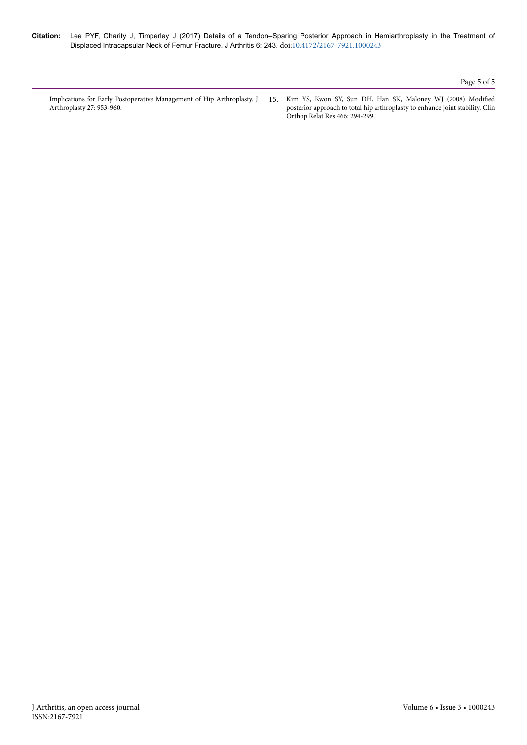Implications for Early Postoperative Management of Hip Arthroplasty. J Arthroplasty 27: 953-960.

15. Kim YS, Kwon SY, Sun DH, Han SK, Maloney WJ (2008) Modified posterior approach to total hip arthroplasty to enhance joint stability. Clin Orthop Relat Res 466: 294-299.